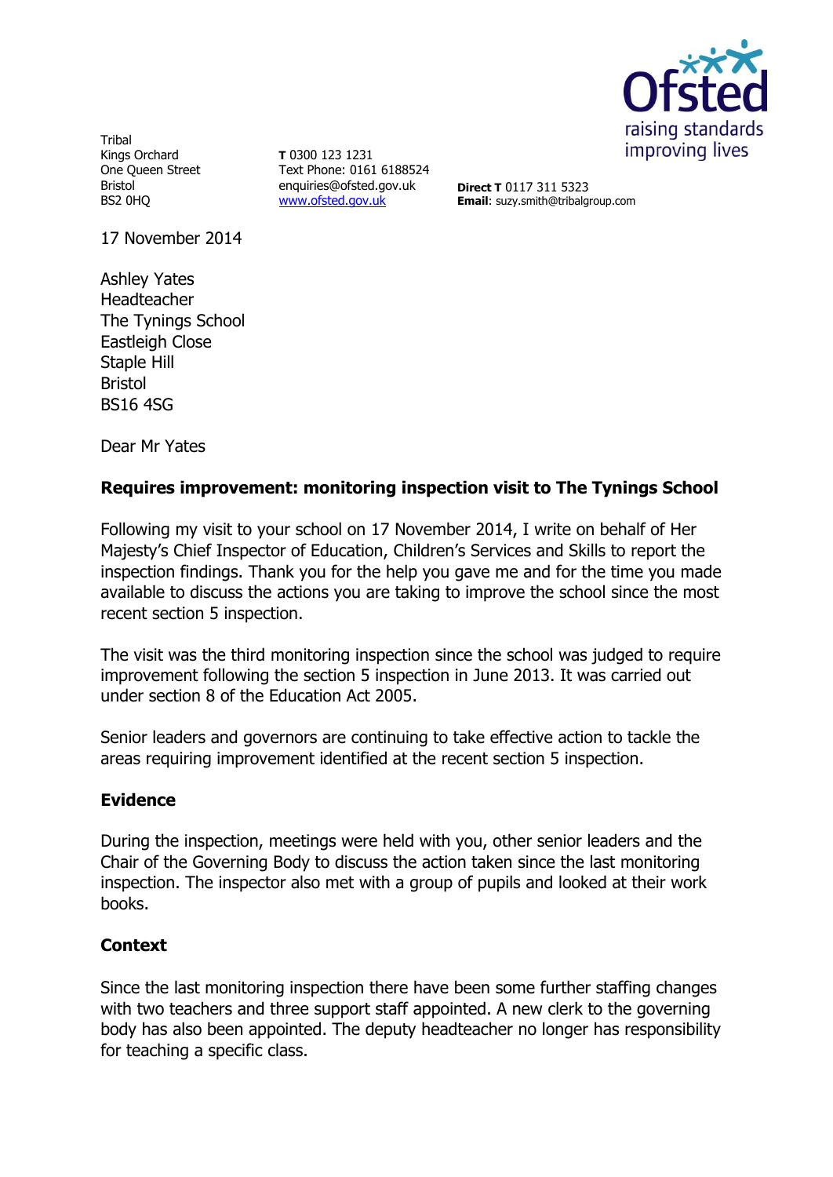Tribal
Kings Orchard
One Queen Street
Bristol
BS2 0HQ

**T** 0300 123 1231
Text Phone: 0161 6188524
enquiries@ofsted.gov.uk
www.ofsted.gov.uk

**Direct T** 0117 311 5323
**Email**: suzy.smith@tribalgroup.com

17 November 2014

Ashley Yates
Headteacher
The Tynings School
Eastleigh Close
Staple Hill
Bristol
BS16 4SG

Dear Mr Yates

**Requires improvement: monitoring inspection visit to The Tynings School**

Following my visit to your school on 17 November 2014, I write on behalf of Her Majesty's Chief Inspector of Education, Children's Services and Skills to report the inspection findings. Thank you for the help you gave me and for the time you made available to discuss the actions you are taking to improve the school since the most recent section 5 inspection.

The visit was the third monitoring inspection since the school was judged to require improvement following the section 5 inspection in June 2013. It was carried out under section 8 of the Education Act 2005.

Senior leaders and governors are continuing to take effective action to tackle the areas requiring improvement identified at the recent section 5 inspection.

## Evidence

During the inspection, meetings were held with you, other senior leaders and the Chair of the Governing Body to discuss the action taken since the last monitoring inspection. The inspector also met with a group of pupils and looked at their work books.

## Context

Since the last monitoring inspection there have been some further staffing changes with two teachers and three support staff appointed. A new clerk to the governing body has also been appointed. The deputy headteacher no longer has responsibility for teaching a specific class.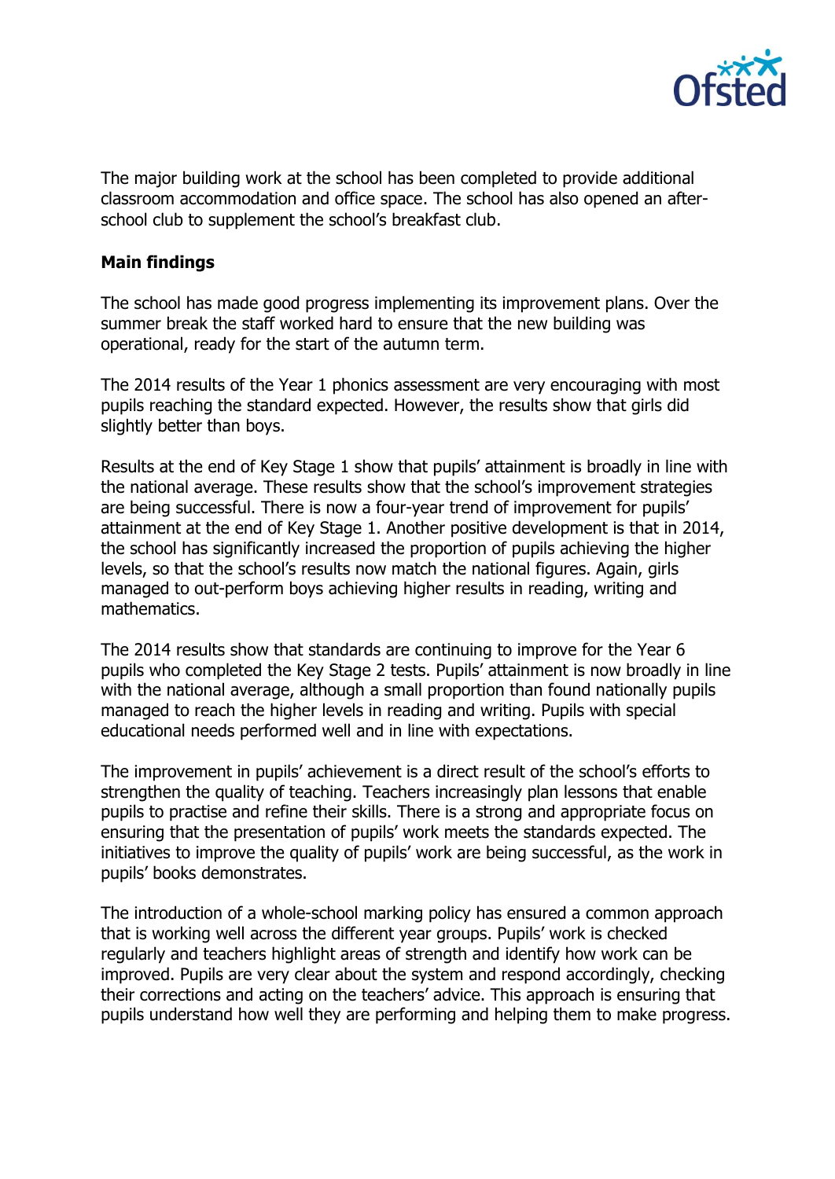The major building work at the school has been completed to provide additional classroom accommodation and office space. The school has also opened an after-school club to supplement the school's breakfast club.

**Main findings**

The school has made good progress implementing its improvement plans. Over the summer break the staff worked hard to ensure that the new building was operational, ready for the start of the autumn term.

The 2014 results of the Year 1 phonics assessment are very encouraging with most pupils reaching the standard expected. However, the results show that girls did slightly better than boys.

Results at the end of Key Stage 1 show that pupils' attainment is broadly in line with the national average. These results show that the school's improvement strategies are being successful. There is now a four-year trend of improvement for pupils' attainment at the end of Key Stage 1. Another positive development is that in 2014, the school has significantly increased the proportion of pupils achieving the higher levels, so that the school's results now match the national figures. Again, girls managed to out-perform boys achieving higher results in reading, writing and mathematics.

The 2014 results show that standards are continuing to improve for the Year 6 pupils who completed the Key Stage 2 tests. Pupils' attainment is now broadly in line with the national average, although a small proportion than found nationally pupils managed to reach the higher levels in reading and writing. Pupils with special educational needs performed well and in line with expectations.

The improvement in pupils' achievement is a direct result of the school's efforts to strengthen the quality of teaching. Teachers increasingly plan lessons that enable pupils to practise and refine their skills. There is a strong and appropriate focus on ensuring that the presentation of pupils' work meets the standards expected. The initiatives to improve the quality of pupils' work are being successful, as the work in pupils' books demonstrates.

The introduction of a whole-school marking policy has ensured a common approach that is working well across the different year groups. Pupils' work is checked regularly and teachers highlight areas of strength and identify how work can be improved. Pupils are very clear about the system and respond accordingly, checking their corrections and acting on the teachers' advice. This approach is ensuring that pupils understand how well they are performing and helping them to make progress.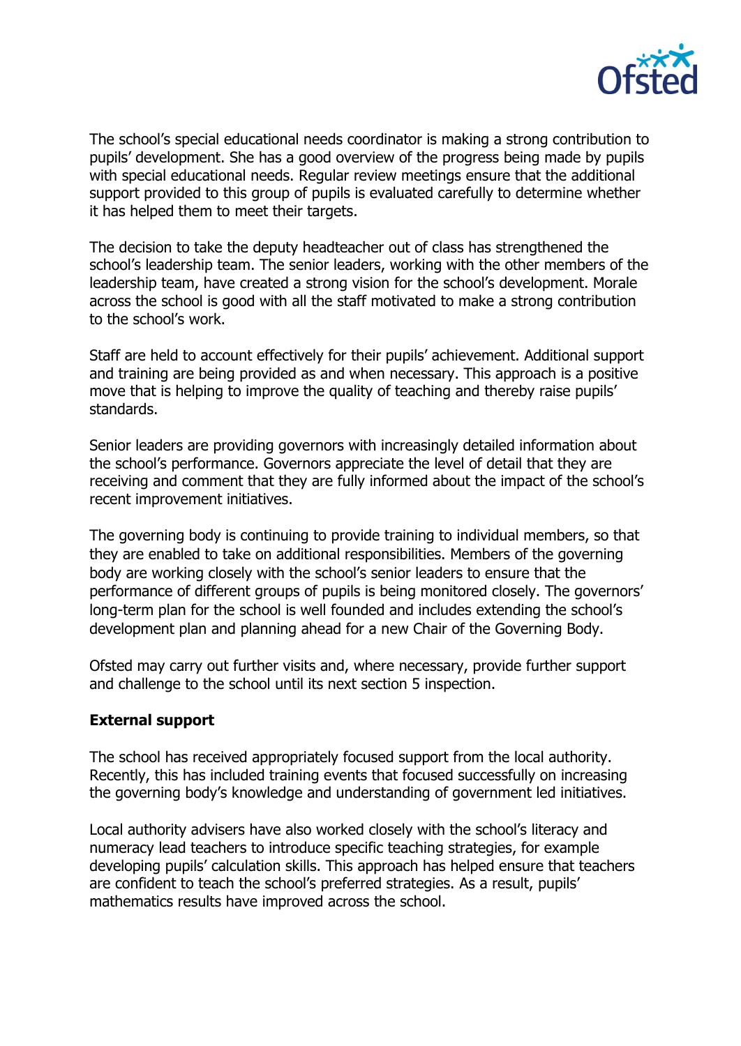The school's special educational needs coordinator is making a strong contribution to pupils' development. She has a good overview of the progress being made by pupils with special educational needs. Regular review meetings ensure that the additional support provided to this group of pupils is evaluated carefully to determine whether it has helped them to meet their targets.

The decision to take the deputy headteacher out of class has strengthened the school's leadership team. The senior leaders, working with the other members of the leadership team, have created a strong vision for the school's development. Morale across the school is good with all the staff motivated to make a strong contribution to the school's work.

Staff are held to account effectively for their pupils' achievement. Additional support and training are being provided as and when necessary. This approach is a positive move that is helping to improve the quality of teaching and thereby raise pupils' standards.

Senior leaders are providing governors with increasingly detailed information about the school's performance. Governors appreciate the level of detail that they are receiving and comment that they are fully informed about the impact of the school's recent improvement initiatives.

The governing body is continuing to provide training to individual members, so that they are enabled to take on additional responsibilities. Members of the governing body are working closely with the school's senior leaders to ensure that the performance of different groups of pupils is being monitored closely. The governors' long-term plan for the school is well founded and includes extending the school's development plan and planning ahead for a new Chair of the Governing Body.

Ofsted may carry out further visits and, where necessary, provide further support and challenge to the school until its next section 5 inspection.

**External support**

The school has received appropriately focused support from the local authority. Recently, this has included training events that focused successfully on increasing the governing body's knowledge and understanding of government led initiatives.

Local authority advisers have also worked closely with the school's literacy and numeracy lead teachers to introduce specific teaching strategies, for example developing pupils' calculation skills. This approach has helped ensure that teachers are confident to teach the school's preferred strategies. As a result, pupils' mathematics results have improved across the school.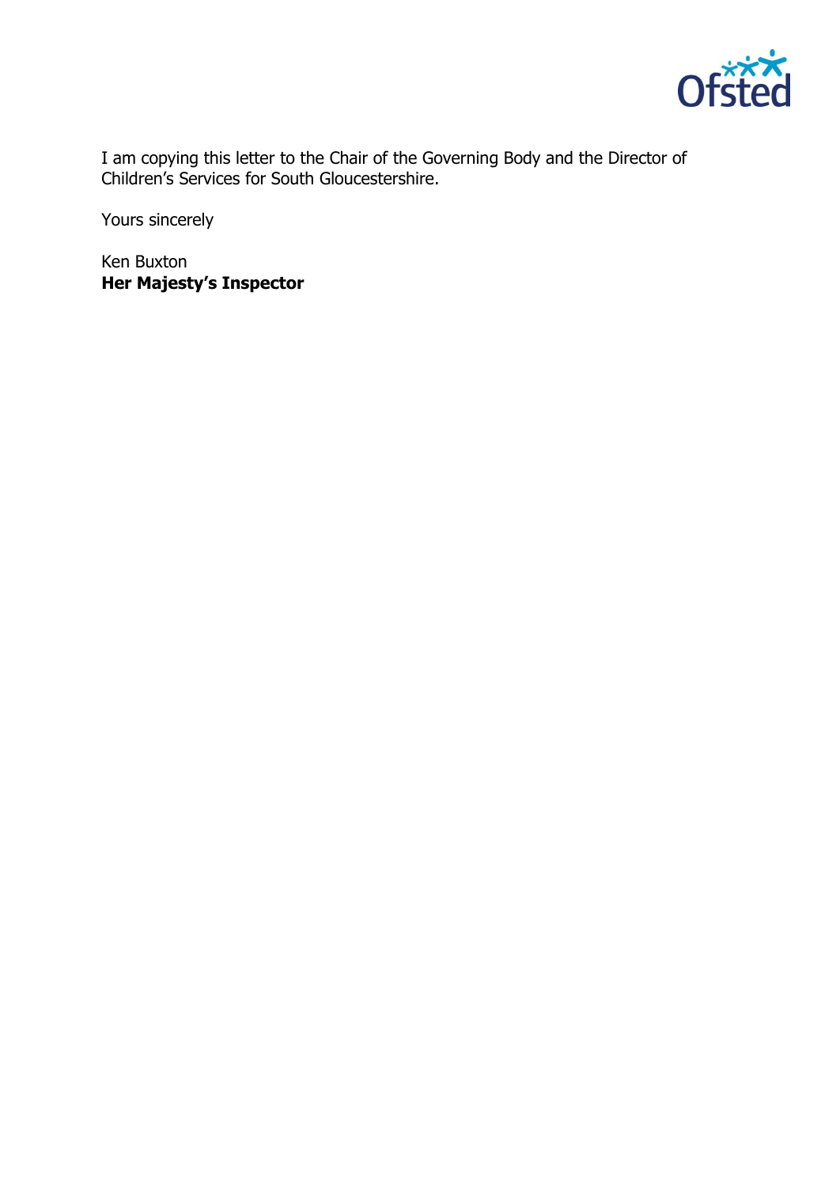I am copying this letter to the Chair of the Governing Body and the Director of Children's Services for South Gloucestershire.

Yours sincerely

Ken Buxton
**Her Majesty's Inspector**